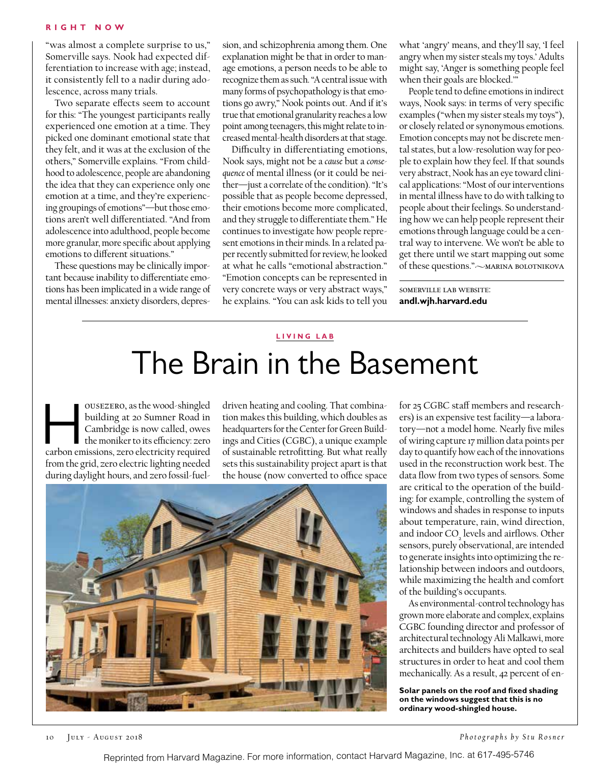"was almost a complete surprise to us," Somerville says. Nook had expected differentiation to increase with age; instead, it consistently fell to a nadir during adolescence, across many trials.

Two separate effects seem to account for this: "The youngest participants really experienced one emotion at a time. They picked one dominant emotional state that they felt, and it was at the exclusion of the others," Somerville explains. "From childhood to adolescence, people are abandoning the idea that they can experience only one emotion at a time, and they're experiencing groupings of emotions"—but those emotions aren't well differentiated. "And from adolescence into adulthood, people become more granular, more specific about applying emotions to different situations."

These questions may be clinically important because inability to differentiate emotions has been implicated in a wide range of mental illnesses: anxiety disorders, depression, and schizophrenia among them. One explanation might be that in order to manage emotions, a person needs to be able to recognize them as such. "A central issue with many forms of psychopathology is that emotions go awry," Nook points out. And if it's true that emotional granularity reaches a low point among teenagers, this might relate to increased mental-health disorders at that stage.

Difficulty in differentiating emotions, Nook says, might not be a *cause* but a *consequence* of mental illness (or it could be neither—just a correlate of the condition). "It's possible that as people become depressed, their emotions become more complicated, and they struggle to differentiate them." He continues to investigate how people represent emotions in their minds. In a related paper recently submitted for review, he looked at what he calls "emotional abstraction." "Emotion concepts can be represented in very concrete ways or very abstract ways," he explains. "You can ask kids to tell you what 'angry' means, and they'll say, 'I feel angry when my sister steals my toys.' Adults might say, 'Anger is something people feel when their goals are blocked.'"

People tend to define emotions in indirect ways, Nook says: in terms of very specific examples ("when my sister steals my toys"), or closely related or synonymous emotions. Emotion concepts may not be discrete mental states, but a low-resolution way for people to explain how they feel. If that sounds very abstract, Nook has an eye toward clinical applications: "Most of our interventions in mental illness have to do with talking to people about their feelings. So understanding how we can help people represent their emotions through language could be a central way to intervene. We won't be able to get there until we start mapping out some of these questions." ~MARINA BOLOTNIKOVA

SOMERVILLE LAB WEBSITE:
**andl.wjh.harvard.edu**

LIVING LAB

# The Brain in the Basement

HOUSEZERO, as the wood-shingled building at 20 Sumner Road in Cambridge is now called, owes the moniker to its efficiency: zero carbon emissions, zero electricity required from the grid, zero electric lighting needed during daylight hours, and zero fossil-fuel-driven heating and cooling. That combination makes this building, which doubles as headquarters for the Center for Green Buildings and Cities (CGBC), a unique example of sustainable retrofitting. But what really sets this sustainability project apart is that the house (now converted to office space for 25 CGBC staff members and researchers) is an expensive test facility—a laboratory—not a model home. Nearly five miles of wiring capture 17 million data points per day to quantify how each of the innovations used in the reconstruction work best. The data flow from two types of sensors. Some are critical to the operation of the building: for example, controlling the system of windows and shades in response to inputs about temperature, rain, wind direction, and indoor $CO_2$ levels and airflows. Other sensors, purely observational, are intended to generate insights into optimizing the relationship between indoors and outdoors, while maximizing the health and comfort of the building's occupants.

As environmental-control technology has grown more elaborate and complex, explains CGBC founding director and professor of architectural technology Ali Malkawi, more architects and builders have opted to seal structures in order to heat and cool them mechanically. As a result, 42 percent of en-

**Solar panels on the roof and fixed shading on the windows suggest that this is no ordinary wood-shingled house.**

*Photographs by Stu Rosner*

Reprinted from Harvard Magazine. For more information, contact Harvard Magazine, Inc. at 617-495-5746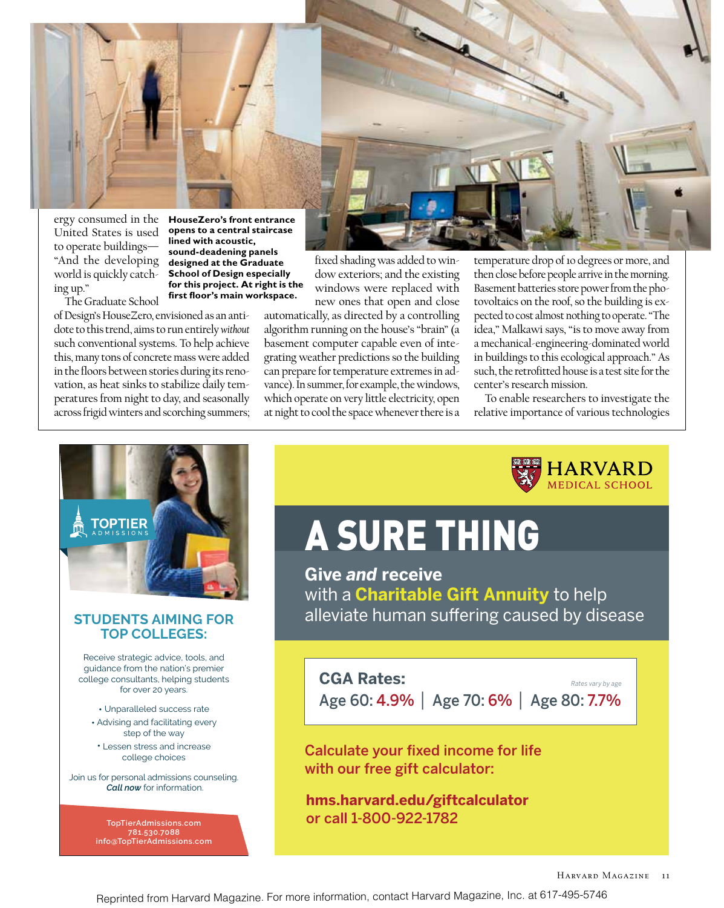ergy consumed in the United States is used to operate buildings—"And the developing world is quickly catching up."

**HouseZero's front entrance opens to a central staircase lined with acoustic, sound-deadening panels designed at the Graduate School of Design especially for this project. At right is the first floor's main workspace.**

The Graduate School of Design's HouseZero, envisioned as an antidote to this trend, aims to run entirely *without* such conventional systems. To help achieve this, many tons of concrete mass were added in the floors between stories during its renovation, as heat sinks to stabilize daily temperatures from night to day, and seasonally across frigid winters and scorching summers; fixed shading was added to window exteriors; and the existing windows were replaced with new ones that open and close automatically, as directed by a controlling algorithm running on the house's "brain" (a basement computer capable even of integrating weather predictions so the building can prepare for temperature extremes in advance). In summer, for example, the windows, which operate on very little electricity, open at night to cool the space whenever there is a temperature drop of 10 degrees or more, and then close before people arrive in the morning. Basement batteries store power from the photovoltaics on the roof, so the building is expected to cost almost nothing to operate. "The idea," Malkawi says, "is to move away from a mechanical-engineering-dominated world in buildings to this ecological approach." As such, the retrofitted house is a test site for the center's research mission.

To enable researchers to investigate the relative importance of various technologies

---

**TOPTIER** ADMISSIONS

**STUDENTS AIMING FOR TOP COLLEGES:**

Receive strategic advice, tools, and guidance from the nation's premier college consultants, helping students for over 20 years.

- Unparalleled success rate
- Advising and facilitating every step of the way
- Lessen stress and increase college choices

Join us for personal admissions counseling. ***Call now*** for information.

TopTierAdmissions.com
781.530.7088
info@TopTierAdmissions.com

---

HARVARD MEDICAL SCHOOL

# A SURE THING

**Give *and* receive** with a **Charitable Gift Annuity** to help alleviate human suffering caused by disease

**CGA Rates:** *Rates vary by age*

Age 60: 4.9% | Age 70: 6% | Age 80: 7.7%

Calculate your fixed income for life with our free gift calculator:

**hms.harvard.edu/giftcalculator**
or call 1-800-922-1782

Reprinted from Harvard Magazine. For more information, contact Harvard Magazine, Inc. at 617-495-5746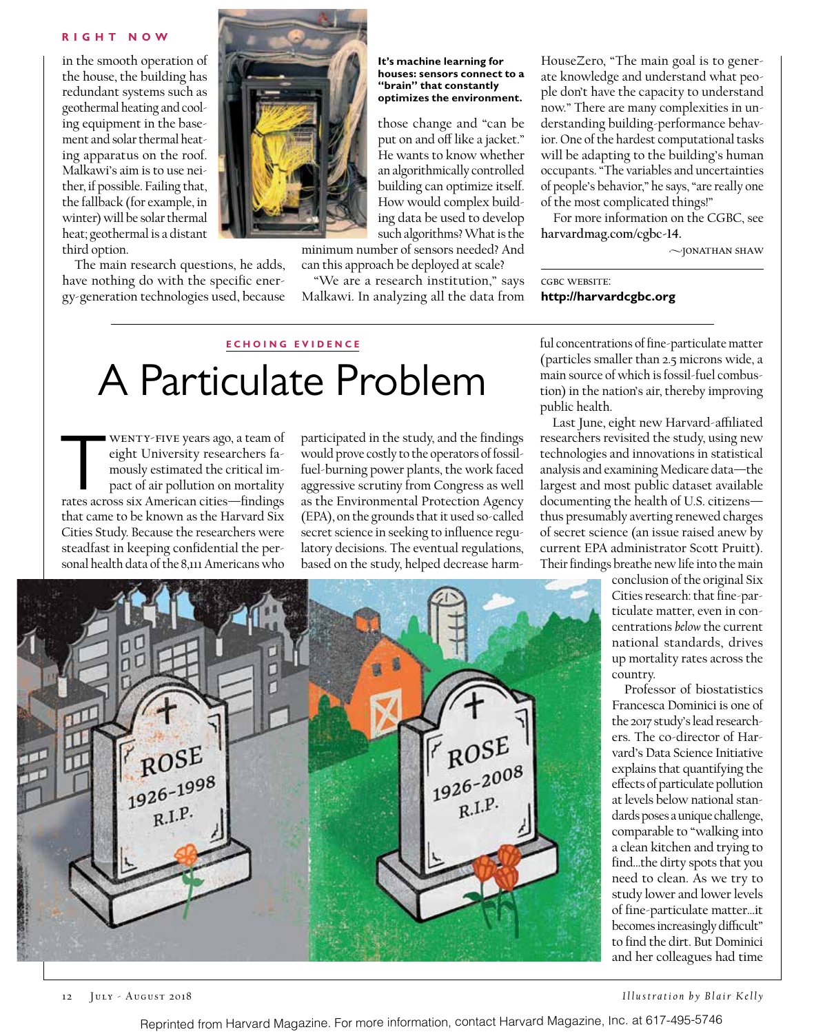in the smooth operation of the house, the building has redundant systems such as geothermal heating and cooling equipment in the basement and solar thermal heating apparatus on the roof. Malkawi's aim is to use neither, if possible. Failing that, the fallback (for example, in winter) will be solar thermal heat; geothermal is a distant third option.

The main research questions, he adds, have nothing do with the specific energy-generation technologies used, because those change and "can be put on and off like a jacket." He wants to know whether an algorithmically controlled building can optimize itself. How would complex building data be used to develop such algorithms? What is the minimum number of sensors needed? And can this approach be deployed at scale?

"We are a research institution," says Malkawi. In analyzing all the data from HouseZero, "The main goal is to generate knowledge and understand what people don't have the capacity to understand now." There are many complexities in understanding building-performance behavior. One of the hardest computational tasks will be adapting to the building's human occupants. "The variables and uncertainties of people's behavior," he says, "are really one of the most complicated things!"

For more information on the CGBC, see **harvardmag.com/cgbc-14**.

~JONATHAN SHAW

**It's machine learning for houses: sensors connect to a "brain" that constantly optimizes the environment.**

CGBC WEBSITE:
**http://harvardcgbc.org**

---

ECHOING EVIDENCE

# A Particulate Problem

TWENTY-FIVE years ago, a team of eight University researchers famously estimated the critical impact of air pollution on mortality rates across six American cities—findings that came to be known as the Harvard Six Cities Study. Because the researchers were steadfast in keeping confidential the personal health data of the 8,111 Americans who participated in the study, and the findings would prove costly to the operators of fossil-fuel-burning power plants, the work faced aggressive scrutiny from Congress as well as the Environmental Protection Agency (EPA), on the grounds that it used so-called secret science in seeking to influence regulatory decisions. The eventual regulations, based on the study, helped decrease harmful concentrations of fine-particulate matter (particles smaller than 2.5 microns wide, a main source of which is fossil-fuel combustion) in the nation's air, thereby improving public health.

Last June, eight new Harvard-affiliated researchers revisited the study, using new technologies and innovations in statistical analysis and examining Medicare data—the largest and most public dataset available documenting the health of U.S. citizens—thus presumably averting renewed charges of secret science (an issue raised anew by current EPA administrator Scott Pruitt). Their findings breathe new life into the main conclusion of the original Six Cities research: that fine-particulate matter, even in concentrations *below* the current national standards, drives up mortality rates across the country.

Professor of biostatistics Francesca Dominici is one of the 2017 study's lead researchers. The co-director of Harvard's Data Science Initiative explains that quantifying the effects of particulate pollution at levels below national standards poses a unique challenge, comparable to "walking into a clean kitchen and trying to find…the dirty spots that you need to clean. As we try to study lower and lower levels of fine-particulate matter…it becomes increasingly difficult" to find the dirt. But Dominici and her colleagues had time

*Illustration by Blair Kelly*

Reprinted from Harvard Magazine. For more information, contact Harvard Magazine, Inc. at 617-495-5746